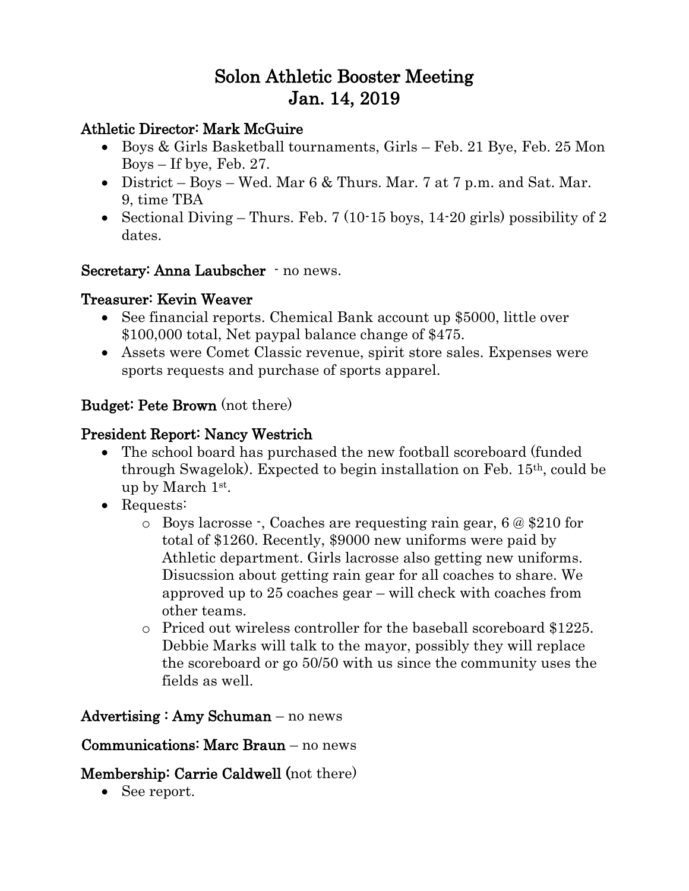# Solon Athletic Booster Meeting
# Jan. 14, 2019

**Athletic Director: Mark McGuire**

- Boys & Girls Basketball tournaments, Girls – Feb. 21 Bye, Feb. 25 Mon Boys – If bye, Feb. 27.
- District – Boys – Wed. Mar 6 & Thurs. Mar. 7 at 7 p.m. and Sat. Mar. 9, time TBA
- Sectional Diving – Thurs. Feb. 7 (10-15 boys, 14-20 girls) possibility of 2 dates.

**Secretary: Anna Laubscher** - no news.

**Treasurer: Kevin Weaver**

- See financial reports. Chemical Bank account up $5000, little over $100,000 total, Net paypal balance change of $475.
- Assets were Comet Classic revenue, spirit store sales. Expenses were sports requests and purchase of sports apparel.

**Budget: Pete Brown** (not there)

**President Report: Nancy Westrich**

- The school board has purchased the new football scoreboard (funded through Swagelok). Expected to begin installation on Feb. 15th, could be up by March 1st.
- Requests:
    - Boys lacrosse -, Coaches are requesting rain gear, 6 @ $210 for total of $1260. Recently, $9000 new uniforms were paid by Athletic department. Girls lacrosse also getting new uniforms. Disucssion about getting rain gear for all coaches to share. We approved up to 25 coaches gear – will check with coaches from other teams.
    - Priced out wireless controller for the baseball scoreboard $1225. Debbie Marks will talk to the mayor, possibly they will replace the scoreboard or go 50/50 with us since the community uses the fields as well.

**Advertising : Amy Schuman** – no news

**Communications: Marc Braun** – no news

**Membership: Carrie Caldwell (**not there)

- See report.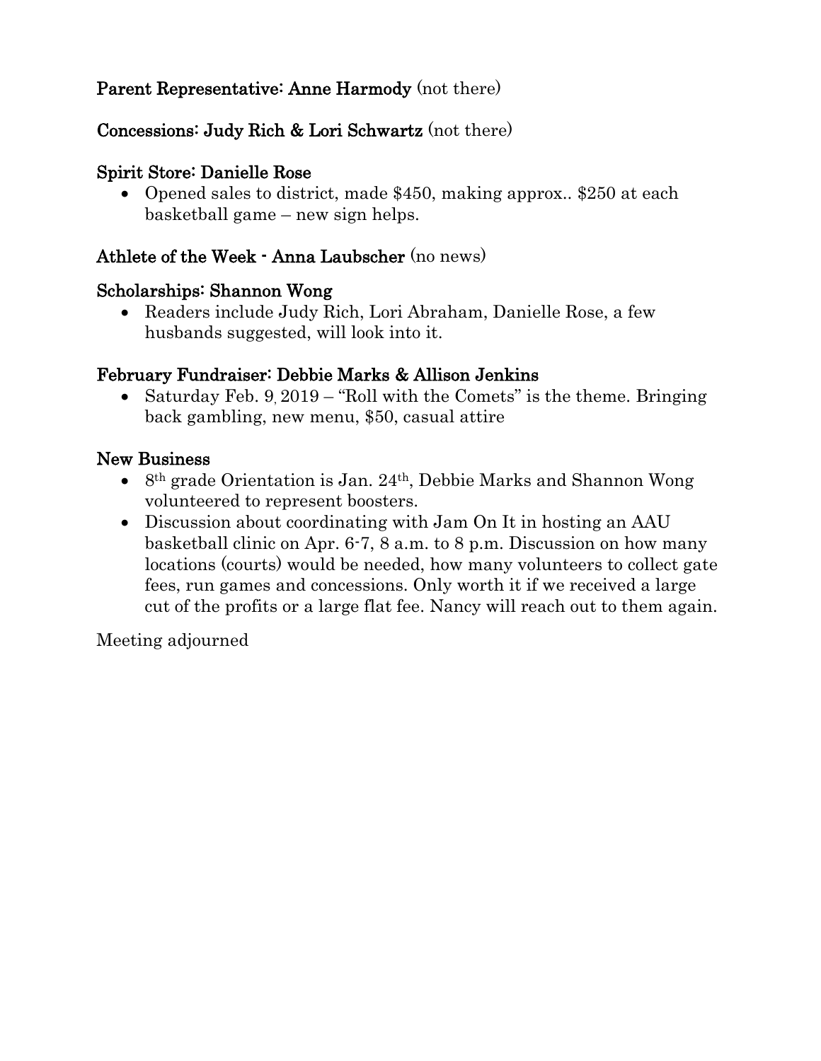**Parent Representative: Anne Harmody** (not there)

**Concessions: Judy Rich & Lori Schwartz** (not there)

**Spirit Store: Danielle Rose**

- Opened sales to district, made $450, making approx.. $250 at each basketball game – new sign helps.

**Athlete of the Week - Anna Laubscher** (no news)

**Scholarships: Shannon Wong**

- Readers include Judy Rich, Lori Abraham, Danielle Rose, a few husbands suggested, will look into it.

**February Fundraiser: Debbie Marks & Allison Jenkins**

- Saturday Feb. 9, 2019 – "Roll with the Comets" is the theme. Bringing back gambling, new menu, $50, casual attire

**New Business**

- 8th grade Orientation is Jan. 24th, Debbie Marks and Shannon Wong volunteered to represent boosters.
- Discussion about coordinating with Jam On It in hosting an AAU basketball clinic on Apr. 6-7, 8 a.m. to 8 p.m. Discussion on how many locations (courts) would be needed, how many volunteers to collect gate fees, run games and concessions. Only worth it if we received a large cut of the profits or a large flat fee. Nancy will reach out to them again.

Meeting adjourned